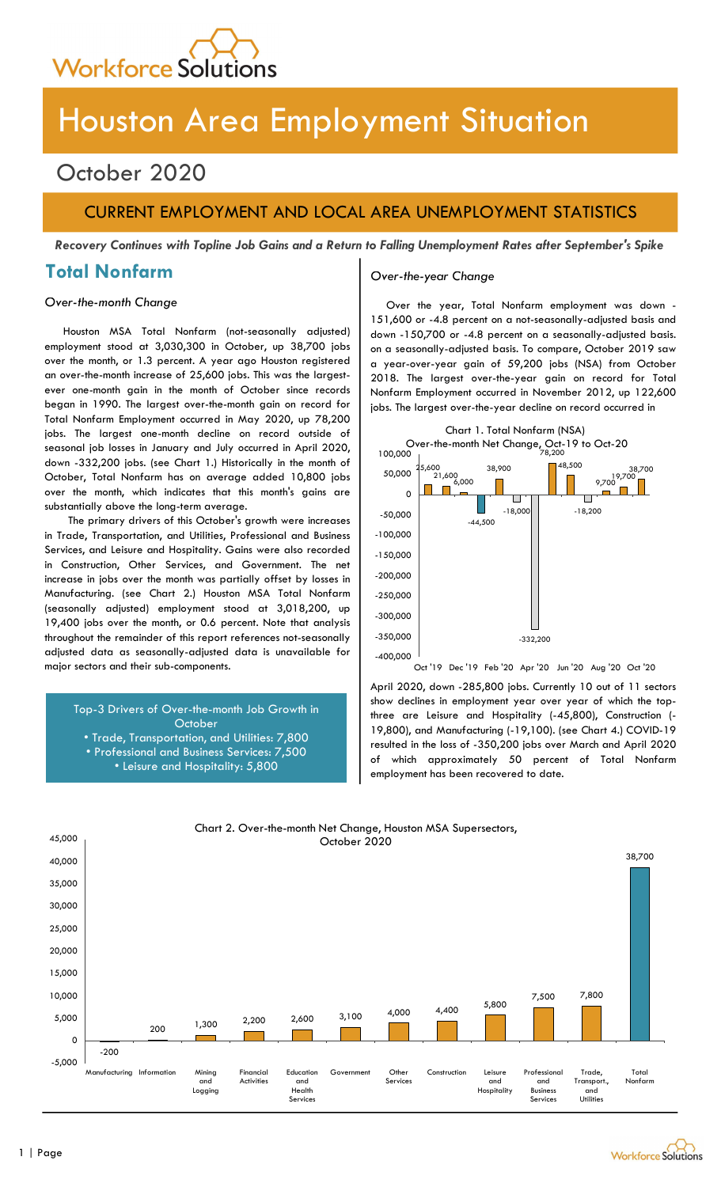Workforce Solutions

# Houston Area Employment Situation

## October 2020

## CURRENT EMPLOYMENT AND LOCAL AREA UNEMPLOYMENT STATISTICS

***Recovery Continues with Topline Job Gains and a Return to Falling Unemployment Rates after September's Spike***

## Total Nonfarm

*Over-the-month Change*

Houston MSA Total Nonfarm (not-seasonally adjusted) employment stood at 3,030,300 in October, up 38,700 jobs over the month, or 1.3 percent. A year ago Houston registered an over-the-month increase of 25,600 jobs. This was the largest-ever one-month gain in the month of October since records began in 1990. The largest over-the-month gain on record for Total Nonfarm Employment occurred in May 2020, up 78,200 jobs. The largest one-month decline on record outside of seasonal job losses in January and July occurred in April 2020, down -332,200 jobs. (see Chart 1.) Historically in the month of October, Total Nonfarm has on average added 10,800 jobs over the month, which indicates that this month's gains are substantially above the long-term average.

The primary drivers of this October's growth were increases in Trade, Transportation, and Utilities, Professional and Business Services, and Leisure and Hospitality. Gains were also recorded in Construction, Other Services, and Government. The net increase in jobs over the month was partially offset by losses in Manufacturing. (see Chart 2.) Houston MSA Total Nonfarm (seasonally adjusted) employment stood at 3,018,200, up 19,400 jobs over the month, or 0.6 percent. Note that analysis throughout the remainder of this report references not-seasonally adjusted data as seasonally-adjusted data is unavailable for major sectors and their sub-components.

Top-3 Drivers of Over-the-month Job Growth in October
- Trade, Transportation, and Utilities: 7,800
- Professional and Business Services: 7,500
- Leisure and Hospitality: 5,800

*Over-the-year Change*

Over the year, Total Nonfarm employment was down -151,600 or -4.8 percent on a not-seasonally-adjusted basis and down -150,700 or -4.8 percent on a seasonally-adjusted basis. To compare, October 2019 saw a year-over-year gain of 59,200 jobs (NSA) from October 2018. The largest over-the-year gain on record for Total Nonfarm Employment occurred in November 2012, up 122,600 jobs. The largest over-the-year decline on record occurred in April 2020, down -285,800 jobs. Currently 10 out of 11 sectors show declines in employment year over year of which the top-three are Leisure and Hospitality (-45,800), Construction (-19,800), and Manufacturing (-19,100). (see Chart 4.) COVID-19 resulted in the loss of -350,200 jobs over March and April 2020 of which approximately 50 percent of Total Nonfarm employment has been recovered to date.

Chart 1. Total Nonfarm (NSA)
Over-the-month Net Change, Oct-19 to Oct-20

| Month | Net Change |
|---|---|
| Oct '19 | 25,600 |
| Nov '19 | 21,600 |
| Dec '19 | 6,000 |
| Jan '20 | -44,500 |
| Feb '20 | 38,900 |
| Mar '20 | -18,000 |
| Apr '20 | -332,200 |
| May '20 | 78,200 |
| Jun '20 | 48,500 |
| Jul '20 | -18,200 |
| Aug '20 | 9,700 |
| Sep '20 | 19,700 |
| Oct '20 | 38,700 |

Chart 2. Over-the-month Net Change, Houston MSA Supersectors, October 2020

| Supersector | Net Change |
|---|---|
| Manufacturing | -200 |
| Information | 200 |
| Mining and Logging | 1,300 |
| Financial Activities | 2,200 |
| Education and Health Services | 2,600 |
| Government | 3,100 |
| Other Services | 4,000 |
| Construction | 4,400 |
| Leisure and Hospitality | 5,800 |
| Professional and Business Services | 7,500 |
| Trade, Transport., and Utilities | 7,800 |
| Total Nonfarm | 38,700 |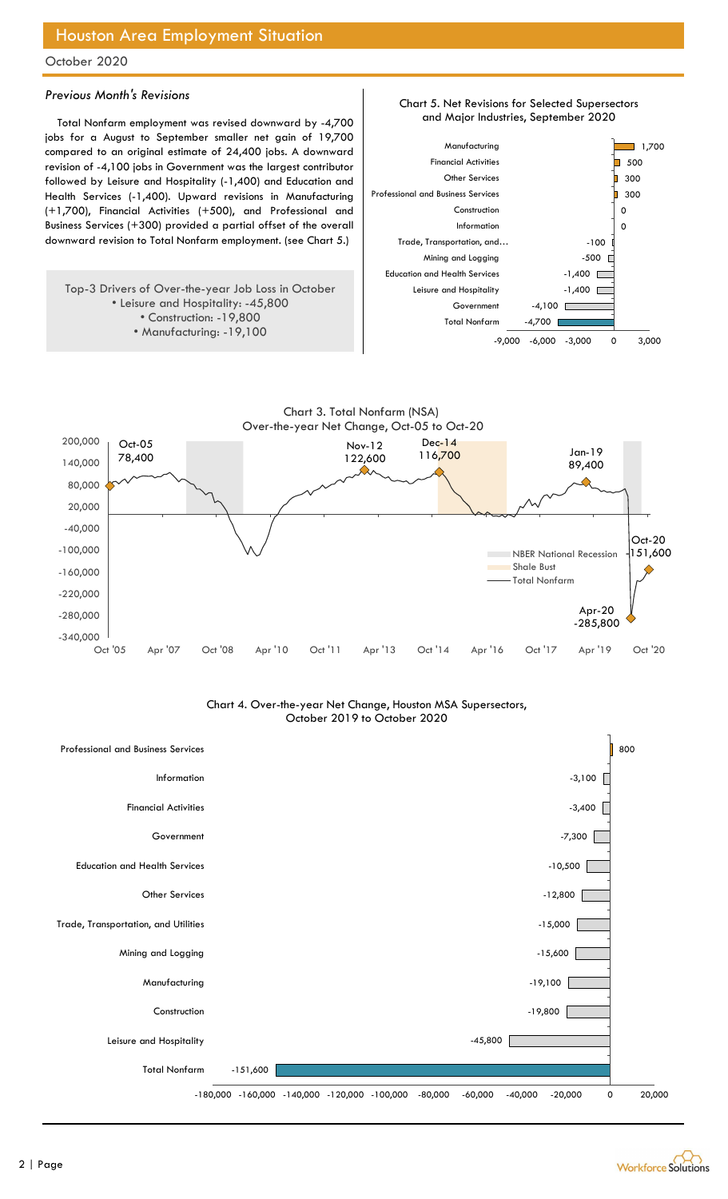# Houston Area Employment Situation

October 2020

### *Previous Month's Revisions*

Total Nonfarm employment was revised downward by -4,700 jobs for a August to September smaller net gain of 19,700 compared to an original estimate of 24,400 jobs. A downward revision of -4,100 jobs in Government was the largest contributor followed by Leisure and Hospitality (-1,400) and Education and Health Services (-1,400). Upward revisions in Manufacturing (+1,700), Financial Activities (+500), and Professional and Business Services (+300) provided a partial offset of the overall downward revision to Total Nonfarm employment. (see Chart 5.)

Top-3 Drivers of Over-the-year Job Loss in October
- Leisure and Hospitality: -45,800
- Construction: -19,800
- Manufacturing: -19,100

**Chart 5. Net Revisions for Selected Supersectors and Major Industries, September 2020**

| Sector | Revision |
|---|---|
| Manufacturing | 1,700 |
| Financial Activities | 500 |
| Other Services | 300 |
| Professional and Business Services | 300 |
| Construction | 0 |
| Information | 0 |
| Trade, Transportation, and… | -100 |
| Mining and Logging | -500 |
| Education and Health Services | -1,400 |
| Leisure and Hospitality | -1,400 |
| Government | -4,100 |
| Total Nonfarm | -4,700 |

**Chart 3. Total Nonfarm (NSA) Over-the-year Net Change, Oct-05 to Oct-20**

Oct-05: 78,400; Nov-12: 122,600; Dec-14: 116,700; Jan-19: 89,400; Apr-20: -285,800; Oct-20: -151,600

Legend: NBER National Recession; Shale Bust; Total Nonfarm

**Chart 4. Over-the-year Net Change, Houston MSA Supersectors, October 2019 to October 2020**

| Sector | Net Change |
|---|---|
| Professional and Business Services | 800 |
| Information | -3,100 |
| Financial Activities | -3,400 |
| Government | -7,300 |
| Education and Health Services | -10,500 |
| Other Services | -12,800 |
| Trade, Transportation, and Utilities | -15,000 |
| Mining and Logging | -15,600 |
| Manufacturing | -19,100 |
| Construction | -19,800 |
| Leisure and Hospitality | -45,800 |
| Total Nonfarm | -151,600 |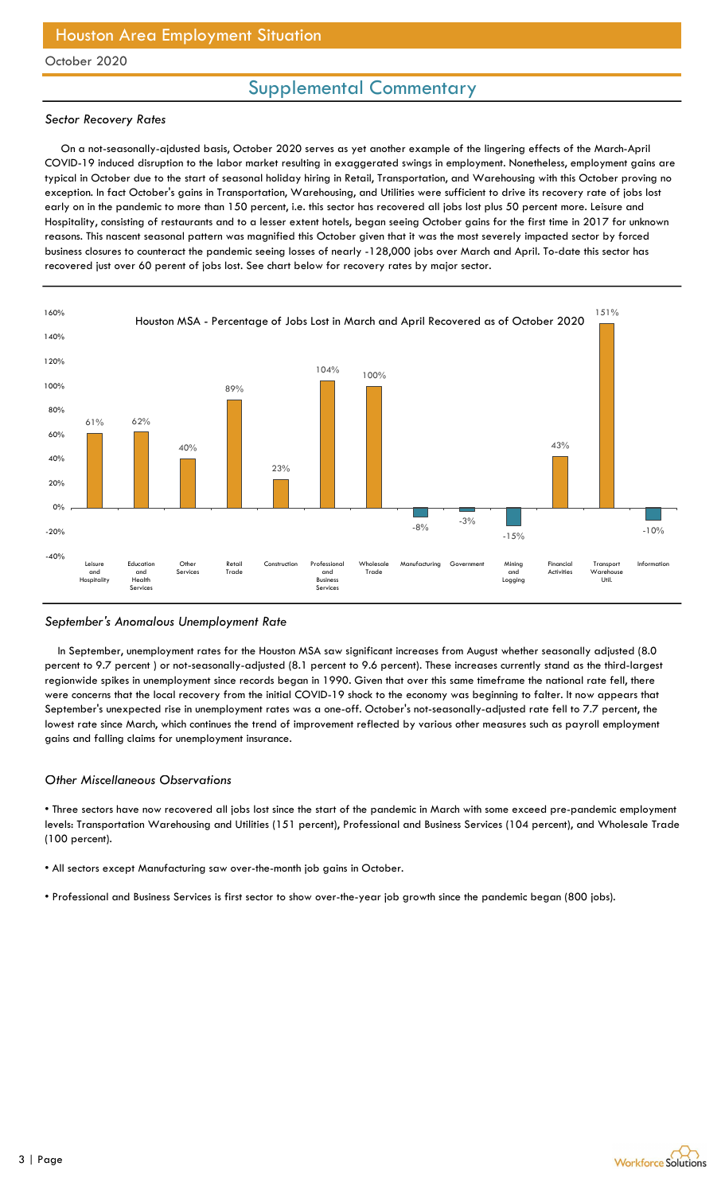# Houston Area Employment Situation

October 2020

## Supplemental Commentary

### *Sector Recovery Rates*

On a not-seasonally-ajdusted basis, October 2020 serves as yet another example of the lingering effects of the March-April COVID-19 induced disruption to the labor market resulting in exaggerated swings in employment. Nonetheless, employment gains are typical in October due to the start of seasonal holiday hiring in Retail, Transportation, and Warehousing with this October proving no exception. In fact October's gains in Transportation, Warehousing, and Utilities were sufficient to drive its recovery rate of jobs lost early on in the pandemic to more than 150 percent, i.e. this sector has recovered all jobs lost plus 50 percent more. Leisure and Hospitality, consisting of restaurants and to a lesser extent hotels, began seeing October gains for the first time in 2017 for unknown reasons. This nascent seasonal pattern was magnified this October given that it was the most severely impacted sector by forced business closures to counteract the pandemic seeing losses of nearly -128,000 jobs over March and April. To-date this sector has recovered just over 60 perent of jobs lost. See chart below for recovery rates by major sector.

**Houston MSA - Percentage of Jobs Lost in March and April Recovered as of October 2020**

| Sector | Recovered |
|---|---|
| Leisure and Hospitality | 61% |
| Education and Health Services | 62% |
| Other Services | 40% |
| Retail Trade | 89% |
| Construction | 23% |
| Professional and Business Services | 104% |
| Wholesale Trade | 100% |
| Manufacturing | -8% |
| Government | -3% |
| Mining and Logging | -15% |
| Financial Activities | 43% |
| Transport Warehouse Util. | 151% |
| Information | -10% |

### *September's Anomalous Unemployment Rate*

In September, unemployment rates for the Houston MSA saw significant increases from August whether seasonally adjusted (8.0 percent to 9.7 percent ) or not-seasonally-adjusted (8.1 percent to 9.6 percent). These increases currently stand as the third-largest regionwide spikes in unemployment since records began in 1990. Given that over this same timeframe the national rate fell, there were concerns that the local recovery from the initial COVID-19 shock to the economy was beginning to falter. It now appears that September's unexpected rise in unemployment rates was a one-off. October's not-seasonally-adjusted rate fell to 7.7 percent, the lowest rate since March, which continues the trend of improvement reflected by various other measures such as payroll employment gains and falling claims for unemployment insurance.

### *Other Miscellaneous Observations*

- Three sectors have now recovered all jobs lost since the start of the pandemic in March with some exceed pre-pandemic employment levels: Transportation Warehousing and Utilities (151 percent), Professional and Business Services (104 percent), and Wholesale Trade (100 percent).

- All sectors except Manufacturing saw over-the-month job gains in October.

- Professional and Business Services is first sector to show over-the-year job growth since the pandemic began (800 jobs).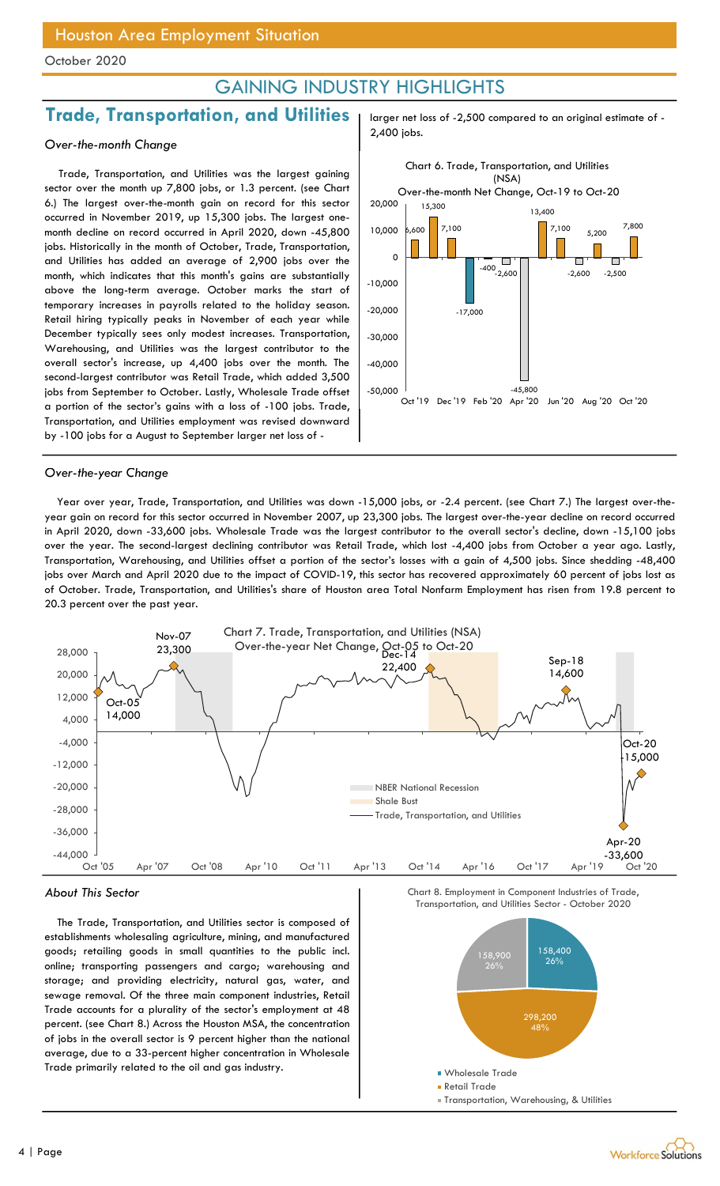October 2020

# GAINING INDUSTRY HIGHLIGHTS

## Trade, Transportation, and Utilities

*Over-the-month Change*

Trade, Transportation, and Utilities was the largest gaining sector over the month up 7,800 jobs, or 1.3 percent. (see Chart 6.) The largest over-the-month gain on record for this sector occurred in November 2019, up 15,300 jobs. The largest one-month decline on record occurred in April 2020, down -45,800 jobs. Historically in the month of October, Trade, Transportation, and Utilities has added an average of 2,900 jobs over the month, which indicates that this month's gains are substantially above the long-term average. October marks the start of temporary increases in payrolls related to the holiday season. Retail hiring typically peaks in November of each year while December typically sees only modest increases. Transportation, Warehousing, and Utilities was the largest contributor to the overall sector's increase, up 4,400 jobs over the month. The second-largest contributor was Retail Trade, which added 3,500 jobs from September to October. Lastly, Wholesale Trade offset a portion of the sector's gains with a loss of -100 jobs. Trade, Transportation, and Utilities employment was revised downward by -100 jobs for a August to September larger net loss of -2,500 compared to an original estimate of -2,400 jobs.

Chart 6. Trade, Transportation, and Utilities (NSA) Over-the-month Net Change, Oct-19 to Oct-20

*Over-the-year Change*

Year over year, Trade, Transportation, and Utilities was down -15,000 jobs, or -2.4 percent. (see Chart 7.) The largest over-the-year gain on record for this sector occurred in November 2007, up 23,300 jobs. The largest over-the-year decline on record occurred in April 2020, down -33,600 jobs. Wholesale Trade was the largest contributor to the overall sector's decline, down -15,100 jobs over the year. The second-largest declining contributor was Retail Trade, which lost -4,400 jobs from October a year ago. Lastly, Transportation, Warehousing, and Utilities offset a portion of the sector's losses with a gain of 4,500 jobs. Since shedding -48,400 jobs over March and April 2020 due to the impact of COVID-19, this sector has recovered approximately 60 percent of jobs lost as of October. Trade, Transportation, and Utilities's share of Houston area Total Nonfarm Employment has risen from 19.8 percent to 20.3 percent over the past year.

Chart 7. Trade, Transportation, and Utilities (NSA) Over-the-year Net Change, Oct-05 to Oct-20

*About This Sector*

The Trade, Transportation, and Utilities sector is composed of establishments wholesaling agriculture, mining, and manufactured goods; retailing goods in small quantities to the public incl. online; transporting passengers and cargo; warehousing and storage; and providing electricity, natural gas, water, and sewage removal. Of the three main component industries, Retail Trade accounts for a plurality of the sector's employment at 48 percent. (see Chart 8.) Across the Houston MSA, the concentration of jobs in the overall sector is 9 percent higher than the national average, due to a 33-percent higher concentration in Wholesale Trade primarily related to the oil and gas industry.

Chart 8. Employment in Component Industries of Trade, Transportation, and Utilities Sector - October 2020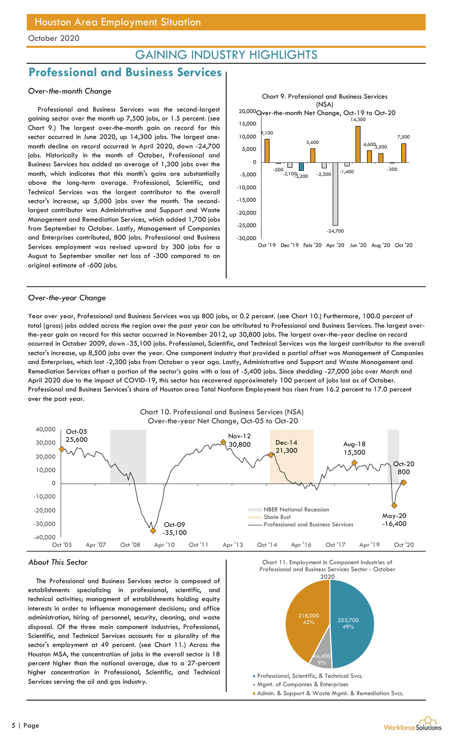# Houston Area Employment Situation

October 2020

## GAINING INDUSTRY HIGHLIGHTS

## Professional and Business Services

### *Over-the-month Change*

Professional and Business Services was the second-largest gaining sector over the month up 7,500 jobs, or 1.5 percent. (see Chart 9.) The largest over-the-month gain on record for this sector occurred in June 2020, up 14,300 jobs. The largest one-month decline on record occurred in April 2020, down -24,700 jobs. Historically in the month of October, Professional and Business Services has added an average of 1,300 jobs over the month, which indicates that this month's gains are substantially above the long-term average. Professional, Scientific, and Technical Services was the largest contributor to the overall sector's increase, up 5,000 jobs over the month. The second-largest contributor was Administrative and Support and Waste Management and Remediation Services, which added 1,700 jobs from September to October. Lastly, Management of Companies and Enterprises contributed, 800 jobs. Professional and Business Services employment was revised upward by 300 jobs for a August to September smaller net loss of -300 compared to an original estimate of -600 jobs.

Chart 9. Professional and Business Services (NSA) Over-the-month Net Change, Oct-19 to Oct-20

### *Over-the-year Change*

Year over year, Professional and Business Services was up 800 jobs, or 0.2 percent. (see Chart 10.) Furthermore, 100.0 percent of total (gross) jobs added across the region over the past year can be attributed to Professional and Business Services. The largest over-the-year gain on record for this sector occurred in November 2012, up 30,800 jobs. The largest over-the-year decline on record occurred in October 2009, down -35,100 jobs. Professional, Scientific, and Technical Services was the largest contributor to the overall sector's increase, up 8,500 jobs over the year. One component industry that provided a partial offset was Management of Companies and Enterprises, which lost -2,300 jobs from October a year ago. Lastly, Administrative and Support and Waste Management and Remediation Services offset a portion of the sector's gains with a loss of -5,400 jobs. Since shedding -27,000 jobs over March and April 2020 due to the impact of COVID-19, this sector has recovered approximately 100 percent of jobs lost as of October. Professional and Business Services's share of Houston area Total Nonfarm Employment has risen from 16.2 percent to 17.0 percent over the past year.

Chart 10. Professional and Business Services (NSA) Over-the-year Net Change, Oct-05 to Oct-20

### *About This Sector*

The Professional and Business Services sector is composed of establishments specializing in professional, scientific, and technical activities; managment of establishments holding equity interests in order to influence management decisions; and office administration, hiring of personnel, security, cleaning, and waste disposal. Of the three main component industries, Professional, Scientific, and Technical Services accounts for a plurality of the sector's employment at 49 percent. (see Chart 11.) Across the Houston MSA, the concentration of jobs in the overall sector is 18 percent higher than the national average, due to a 27-percent higher concentration in Professional, Scientific, and Technical Services serving the oil and gas industry.

Chart 11. Employment in Component Industries of Professional and Business Services Sector - October 2020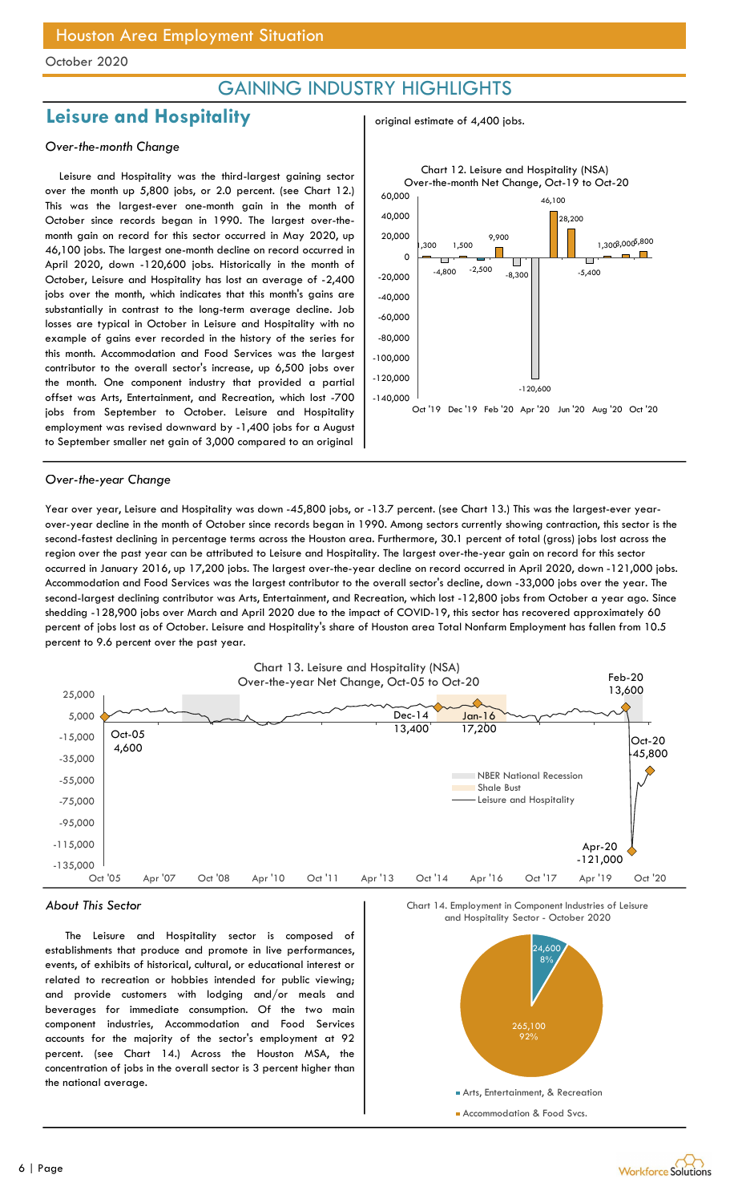# GAINING INDUSTRY HIGHLIGHTS

## Leisure and Hospitality

*Over-the-month Change*

Leisure and Hospitality was the third-largest gaining sector over the month up 5,800 jobs, or 2.0 percent. (see Chart 12.) This was the largest-ever one-month gain in the month of October since records began in 1990. The largest over-the-month gain on record for this sector occurred in May 2020, up 46,100 jobs. The largest one-month decline on record occurred in April 2020, down -120,600 jobs. Historically in the month of October, Leisure and Hospitality has lost an average of -2,400 jobs over the month, which indicates that this month's gains are substantially in contrast to the long-term average decline. Job losses are typical in October in Leisure and Hospitality with no example of gains ever recorded in the history of the series for this month. Accommodation and Food Services was the largest contributor to the overall sector's increase, up 6,500 jobs over the month. One component industry that provided a partial offset was Arts, Entertainment, and Recreation, which lost -700 jobs from September to October. Leisure and Hospitality employment was revised downward by -1,400 jobs for a August to September smaller net gain of 3,000 compared to an original estimate of 4,400 jobs.

Chart 12. Leisure and Hospitality (NSA) Over-the-month Net Change, Oct-19 to Oct-20

*Over-the-year Change*

Year over year, Leisure and Hospitality was down -45,800 jobs, or -13.7 percent. (see Chart 13.) This was the largest-ever year-over-year decline in the month of October since records began in 1990. Among sectors currently showing contraction, this sector is the second-fastest declining in percentage terms across the Houston area. Furthermore, 30.1 percent of total (gross) jobs lost across the region over the past year can be attributed to Leisure and Hospitality. The largest over-the-year gain on record for this sector occurred in January 2016, up 17,200 jobs. The largest over-the-year decline on record occurred in April 2020, down -121,000 jobs. Accommodation and Food Services was the largest contributor to the overall sector's decline, down -33,000 jobs over the year. The second-largest declining contributor was Arts, Entertainment, and Recreation, which lost -12,800 jobs from October a year ago. Since shedding -128,900 jobs over March and April 2020 due to the impact of COVID-19, this sector has recovered approximately 60 percent of jobs lost as of October. Leisure and Hospitality's share of Houston area Total Nonfarm Employment has fallen from 10.5 percent to 9.6 percent over the past year.

Chart 13. Leisure and Hospitality (NSA) Over-the-year Net Change, Oct-05 to Oct-20

*About This Sector*

The Leisure and Hospitality sector is composed of establishments that produce and promote in live performances, events, of exhibits of historical, cultural, or educational interest or related to recreation or hobbies intended for public viewing; and provide customers with lodging and/or meals and beverages for immediate consumption. Of the two main component industries, Accommodation and Food Services accounts for the majority of the sector's employment at 92 percent. (see Chart 14.) Across the Houston MSA, the concentration of jobs in the overall sector is 3 percent higher than the national average.

Chart 14. Employment in Component Industries of Leisure and Hospitality Sector - October 2020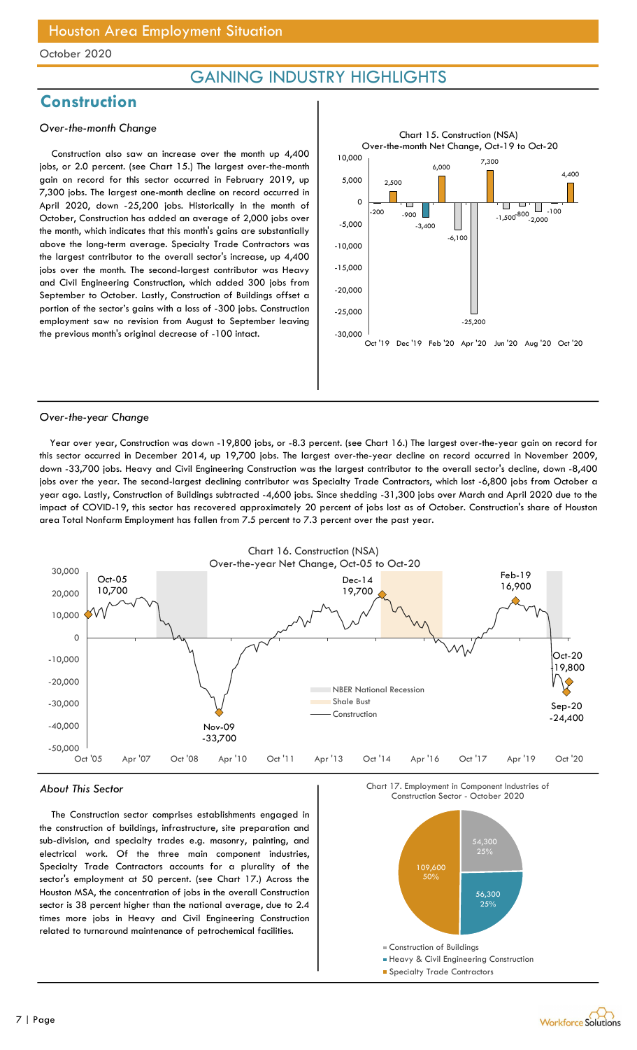# Houston Area Employment Situation

October 2020

## GAINING INDUSTRY HIGHLIGHTS

## Construction

### *Over-the-month Change*

Construction also saw an increase over the month up 4,400 jobs, or 2.0 percent. (see Chart 15.) The largest over-the-month gain on record for this sector occurred in February 2019, up 7,300 jobs. The largest one-month decline on record occurred in April 2020, down -25,200 jobs. Historically in the month of October, Construction has added an average of 2,000 jobs over the month, which indicates that this month's gains are substantially above the long-term average. Specialty Trade Contractors was the largest contributor to the overall sector's increase, up 4,400 jobs over the month. The second-largest contributor was Heavy and Civil Engineering Construction, which added 300 jobs from September to October. Lastly, Construction of Buildings offset a portion of the sector's gains with a loss of -300 jobs. Construction employment saw no revision from August to September leaving the previous month's original decrease of -100 intact.

Chart 15. Construction (NSA)
Over-the-month Net Change, Oct-19 to Oct-20

### *Over-the-year Change*

Year over year, Construction was down -19,800 jobs, or -8.3 percent. (see Chart 16.) The largest over-the-year gain on record for this sector occurred in December 2014, up 19,700 jobs. The largest over-the-year decline on record occurred in November 2009, down -33,700 jobs. Heavy and Civil Engineering Construction was the largest contributor to the overall sector's decline, down -8,400 jobs over the year. The second-largest declining contributor was Specialty Trade Contractors, which lost -6,800 jobs from October a year ago. Lastly, Construction of Buildings subtracted -4,600 jobs. Since shedding -31,300 jobs over March and April 2020 due to the impact of COVID-19, this sector has recovered approximately 20 percent of jobs lost as of October. Construction's share of Houston area Total Nonfarm Employment has fallen from 7.5 percent to 7.3 percent over the past year.

Chart 16. Construction (NSA)
Over-the-year Net Change, Oct-05 to Oct-20

### *About This Sector*

The Construction sector comprises establishments engaged in the construction of buildings, infrastructure, site preparation and sub-division, and specialty trades e.g. masonry, painting, and electrical work. Of the three main component industries, Specialty Trade Contractors accounts for a plurality of the sector's employment at 50 percent. (see Chart 17.) Across the Houston MSA, the concentration of jobs in the overall Construction sector is 38 percent higher than the national average, due to 2.4 times more jobs in Heavy and Civil Engineering Construction related to turnaround maintenance of petrochemical facilities.

Chart 17. Employment in Component Industries of Construction Sector - October 2020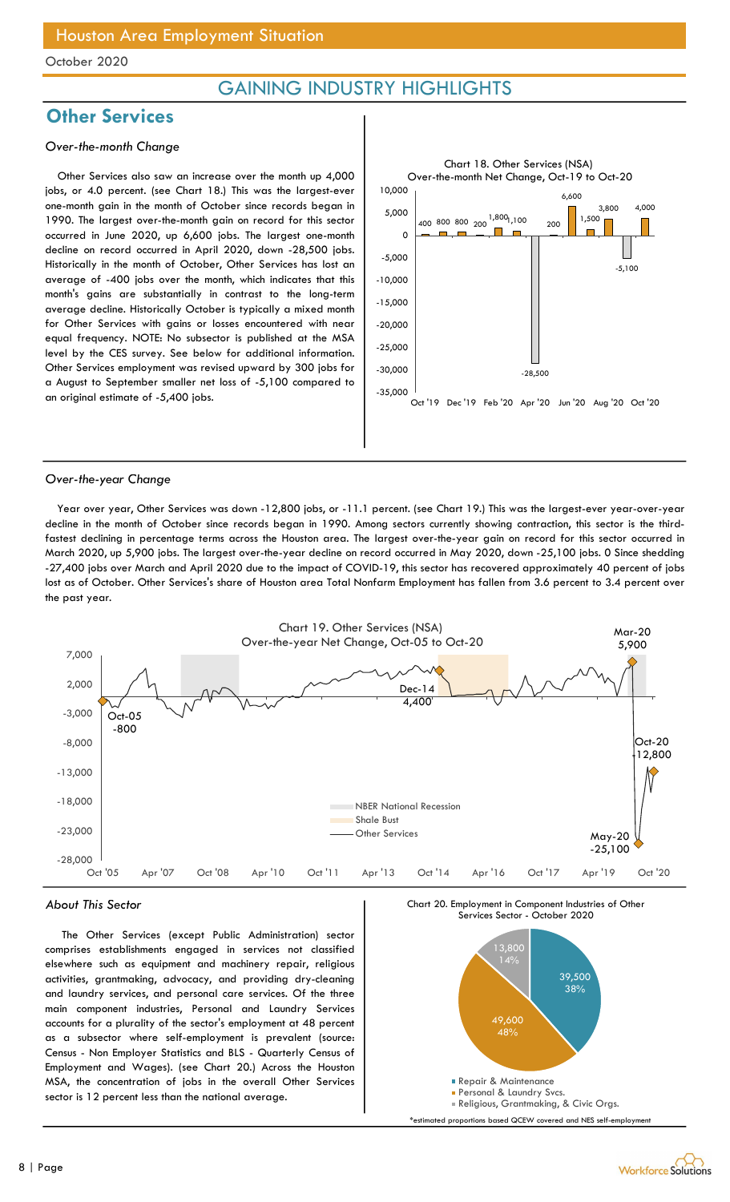## Houston Area Employment Situation

October 2020

# GAINING INDUSTRY HIGHLIGHTS

## Other Services

### *Over-the-month Change*

Other Services also saw an increase over the month up 4,000 jobs, or 4.0 percent. (see Chart 18.) This was the largest-ever one-month gain in the month of October since records began in 1990. The largest over-the-month gain on record for this sector occurred in June 2020, up 6,600 jobs. The largest one-month decline on record occurred in April 2020, down -28,500 jobs. Historically in the month of October, Other Services has lost an average of -400 jobs over the month, which indicates that this month's gains are substantially in contrast to the long-term average decline. Historically October is typically a mixed month for Other Services with gains or losses encountered with near equal frequency. NOTE: No subsector is published at the MSA level by the CES survey. See below for additional information. Other Services employment was revised upward by 300 jobs for a August to September smaller net loss of -5,100 compared to an original estimate of -5,400 jobs.

Chart 18. Other Services (NSA)
Over-the-month Net Change, Oct-19 to Oct-20

### *Over-the-year Change*

Year over year, Other Services was down -12,800 jobs, or -11.1 percent. (see Chart 19.) This was the largest-ever year-over-year decline in the month of October since records began in 1990. Among sectors currently showing contraction, this sector is the third-fastest declining in percentage terms across the Houston area. The largest over-the-year gain on record for this sector occurred in March 2020, up 5,900 jobs. The largest over-the-year decline on record occurred in May 2020, down -25,100 jobs. 0 Since shedding -27,400 jobs over March and April 2020 due to the impact of COVID-19, this sector has recovered approximately 40 percent of jobs lost as of October. Other Services's share of Houston area Total Nonfarm Employment has fallen from 3.6 percent to 3.4 percent over the past year.

Chart 19. Other Services (NSA)
Over-the-year Net Change, Oct-05 to Oct-20

### *About This Sector*

The Other Services (except Public Administration) sector comprises establishments engaged in services not classified elsewhere such as equipment and machinery repair, religious activities, grantmaking, advocacy, and providing dry-cleaning and laundry services, and personal care services. Of the three main component industries, Personal and Laundry Services accounts for a plurality of the sector's employment at 48 percent as a subsector where self-employment is prevalent (source: Census - Non Employer Statistics and BLS - Quarterly Census of Employment and Wages). (see Chart 20.) Across the Houston MSA, the concentration of jobs in the overall Other Services sector is 12 percent less than the national average.

Chart 20. Employment in Component Industries of Other Services Sector - October 2020

*estimated proportions based QCEW covered and NES self-employment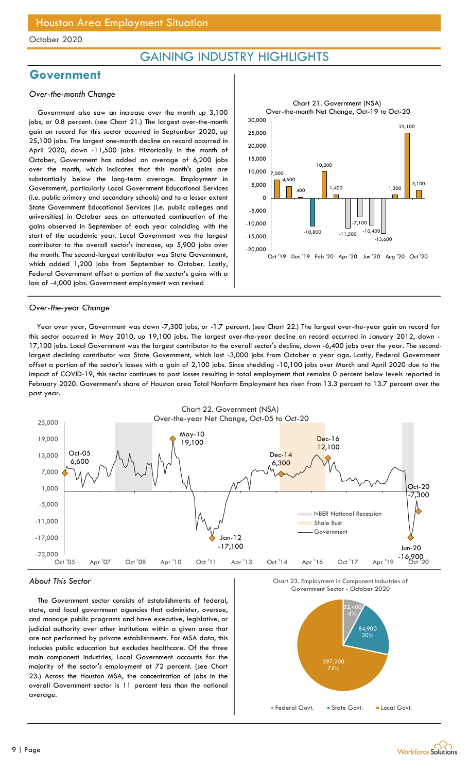# GAINING INDUSTRY HIGHLIGHTS

## Government

### *Over-the-month Change*

Government also saw an increase over the month up 3,100 jobs, or 0.8 percent. (see Chart 21.) The largest over-the-month gain on record for this sector occurred in September 2020, up 25,100 jobs. The largest one-month decline on record occurred in April 2020, down -11,500 jobs. Historically in the month of October, Government has added an average of 6,200 jobs over the month, which indicates that this month's gains are substantially below the long-term average. Employment in Government, particularly Local Government Educational Services (i.e. public primary and secondary schools) and to a lesser extent State Government Educational Services (i.e. public colleges and universities) in October sees an attenuated continuation of the gains observed in September of each year coinciding with the start of the academic year. Local Government was the largest contributor to the overall sector's increase, up 5,900 jobs over the month. The second-largest contributor was State Government, which added 1,200 jobs from September to October. Lastly, Federal Government offset a portion of the sector's gains with a loss of -4,000 jobs. Government employment was revised

Chart 21. Government (NSA) Over-the-month Net Change, Oct-19 to Oct-20

| Month | Net Change |
|---|---|
| Oct '19 | 7,000 |
| Nov '19 | 4,600 |
| Dec '19 | 400 |
| Jan '20 | -10,800 |
| Feb '20 | 10,200 |
| Mar '20 | 1,400 |
| Apr '20 | -11,500 |
| May '20 | -7,100 |
| Jun '20 | -10,400 |
| Jul '20 | -13,600 |
| Aug '20 | 1,300 |
| Sep '20 | 25,100 |
| Oct '20 | 3,100 |

### *Over-the-year Change*

Year over year, Government was down -7,300 jobs, or -1.7 percent. (see Chart 22.) The largest over-the-year gain on record for this sector occurred in May 2010, up 19,100 jobs. The largest over-the-year decline on record occurred in January 2012, down -17,100 jobs. Local Government was the largest contributor to the overall sector's decline, down -6,400 jobs over the year. The second-largest declining contributor was State Government, which lost -3,000 jobs from October a year ago. Lastly, Federal Government offset a portion of the sector's losses with a gain of 2,100 jobs. Since shedding -10,100 jobs over March and April 2020 due to the impact of COVID-19, this sector continues to post losses resulting in total employment that remains 0 percent below levels reported in February 2020. Government's share of Houston area Total Nonfarm Employment has risen from 13.3 percent to 13.7 percent over the past year.

Chart 22. Government (NSA) Over-the-year Net Change, Oct-05 to Oct-20

Labeled points: Oct-05: 6,600; May-10: 19,100; Jan-12: -17,100; Dec-14: 6,300; Dec-16: 12,100; Jun-20: -16,900; Oct-20: -7,300

Legend: NBER National Recession; Shale Bust; Government

### *About This Sector*

The Government sector consists of establishments of federal, state, and local government agencies that administer, oversee, and manage public programs and have executive, legislative, or judicial authority over other institutions within a given area that are not performed by private establishments. For MSA data, this includes public education but excludes healthcare. Of the three main component industries, Local Government accounts for the majority of the sector's employment at 72 percent. (see Chart 23.) Across the Houston MSA, the concentration of jobs in the overall Government sector is 11 percent less than the national average.

Chart 23. Employment in Component Industries of Government Sector - October 2020

| Component | Employment | Share |
|---|---|---|
| Federal Govt. | 32,400 | 8% |
| State Govt. | 84,900 | 20% |
| Local Govt. | 297,200 | 72% |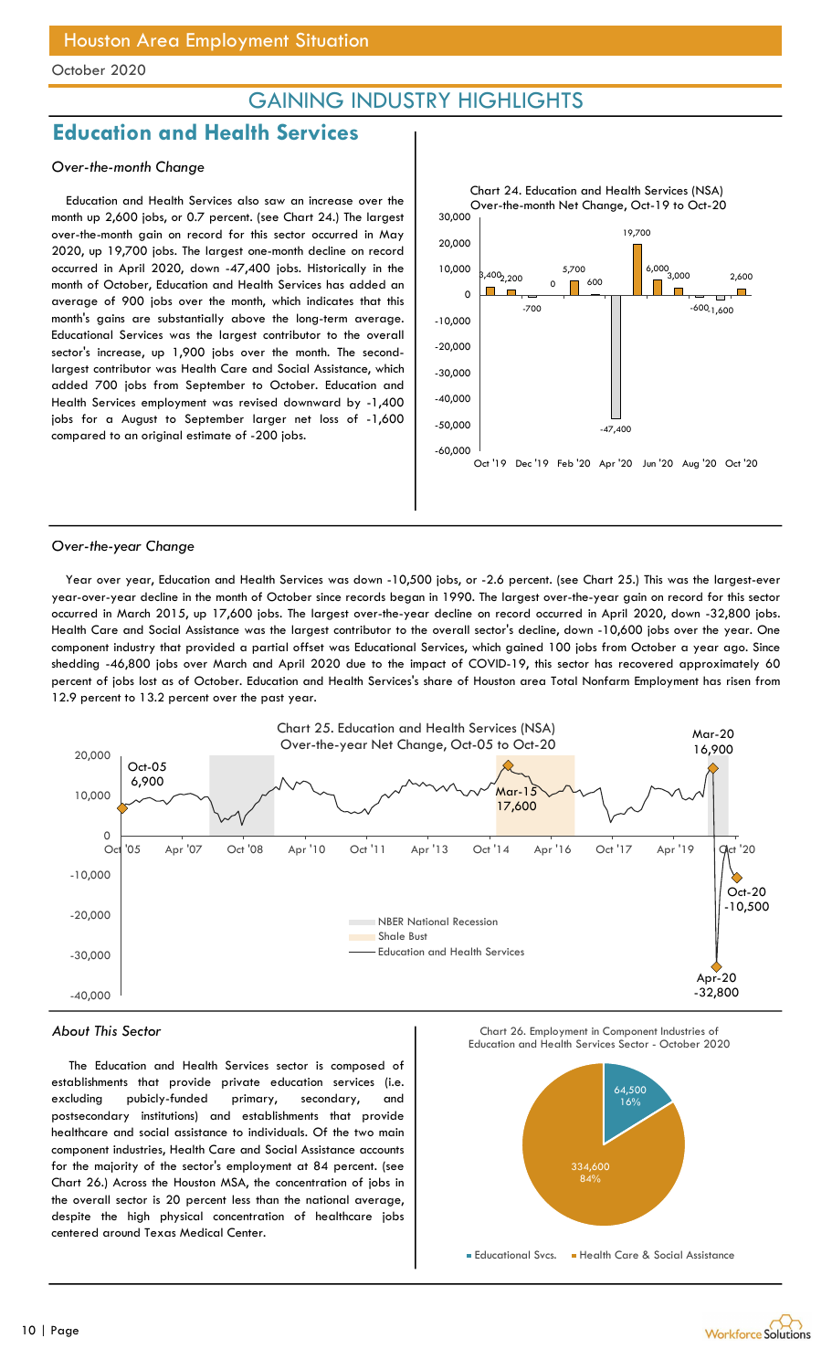# GAINING INDUSTRY HIGHLIGHTS

## Education and Health Services

### *Over-the-month Change*

Education and Health Services also saw an increase over the month up 2,600 jobs, or 0.7 percent. (see Chart 24.) The largest over-the-month gain on record for this sector occurred in May 2020, up 19,700 jobs. The largest one-month decline on record occurred in April 2020, down -47,400 jobs. Historically in the month of October, Education and Health Services has added an average of 900 jobs over the month, which indicates that this month's gains are substantially above the long-term average. Educational Services was the largest contributor to the overall sector's increase, up 1,900 jobs over the month. The second-largest contributor was Health Care and Social Assistance, which added 700 jobs from September to October. Education and Health Services employment was revised downward by -1,400 jobs for a August to September larger net loss of -1,600 compared to an original estimate of -200 jobs.

Chart 24. Education and Health Services (NSA) Over-the-month Net Change, Oct-19 to Oct-20

### *Over-the-year Change*

Year over year, Education and Health Services was down -10,500 jobs, or -2.6 percent. (see Chart 25.) This was the largest-ever year-over-year decline in the month of October since records began in 1990. The largest over-the-year gain on record for this sector occurred in March 2015, up 17,600 jobs. The largest over-the-year decline on record occurred in April 2020, down -32,800 jobs. Health Care and Social Assistance was the largest contributor to the overall sector's decline, down -10,600 jobs over the year. One component industry that provided a partial offset was Educational Services, which gained 100 jobs from October a year ago. Since shedding -46,800 jobs over March and April 2020 due to the impact of COVID-19, this sector has recovered approximately 60 percent of jobs lost as of October. Education and Health Services's share of Houston area Total Nonfarm Employment has risen from 12.9 percent to 13.2 percent over the past year.

Chart 25. Education and Health Services (NSA) Over-the-year Net Change, Oct-05 to Oct-20

### *About This Sector*

The Education and Health Services sector is composed of establishments that provide private education services (i.e. excluding pubicly-funded primary, secondary, and postsecondary institutions) and establishments that provide healthcare and social assistance to individuals. Of the two main component industries, Health Care and Social Assistance accounts for the majority of the sector's employment at 84 percent. (see Chart 26.) Across the Houston MSA, the concentration of jobs in the overall sector is 20 percent less than the national average, despite the high physical concentration of healthcare jobs centered around Texas Medical Center.

Chart 26. Employment in Component Industries of Education and Health Services Sector - October 2020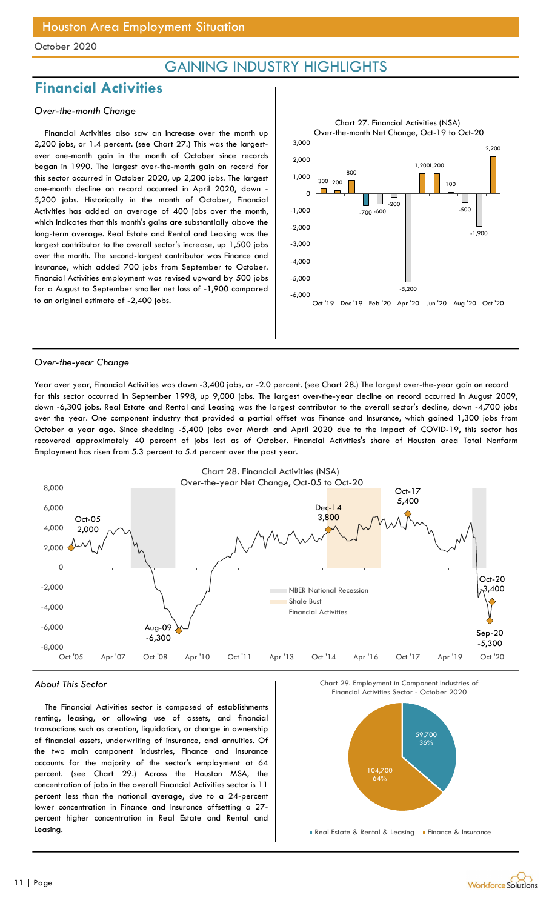October 2020

## GAINING INDUSTRY HIGHLIGHTS

# Financial Activities

### *Over-the-month Change*

Financial Activities also saw an increase over the month up 2,200 jobs, or 1.4 percent. (see Chart 27.) This was the largest-ever one-month gain in the month of October since records began in 1990. The largest over-the-month gain on record for this sector occurred in October 2020, up 2,200 jobs. The largest one-month decline on record occurred in April 2020, down -5,200 jobs. Historically in the month of October, Financial Activities has added an average of 400 jobs over the month, which indicates that this month's gains are substantially above the long-term average. Real Estate and Rental and Leasing was the largest contributor to the overall sector's increase, up 1,500 jobs over the month. The second-largest contributor was Finance and Insurance, which added 700 jobs from September to October. Financial Activities employment was revised upward by 500 jobs for a August to September smaller net loss of -1,900 compared to an original estimate of -2,400 jobs.

Chart 27. Financial Activities (NSA) Over-the-month Net Change, Oct-19 to Oct-20

### *Over-the-year Change*

Year over year, Financial Activities was down -3,400 jobs, or -2.0 percent. (see Chart 28.) The largest over-the-year gain on record for this sector occurred in September 1998, up 9,000 jobs. The largest over-the-year decline on record occurred in August 2009, down -6,300 jobs. Real Estate and Rental and Leasing was the largest contributor to the overall sector's decline, down -4,700 jobs over the year. One component industry that provided a partial offset was Finance and Insurance, which gained 1,300 jobs from October a year ago. Since shedding -5,400 jobs over March and April 2020 due to the impact of COVID-19, this sector has recovered approximately 40 percent of jobs lost as of October. Financial Activities's share of Houston area Total Nonfarm Employment has risen from 5.3 percent to 5.4 percent over the past year.

Chart 28. Financial Activities (NSA) Over-the-year Net Change, Oct-05 to Oct-20

### *About This Sector*

The Financial Activities sector is composed of establishments renting, leasing, or allowing use of assets, and financial transactions such as creation, liquidation, or change in ownership of financial assets, underwriting of insurance, and annuities. Of the two main component industries, Finance and Insurance accounts for the majority of the sector's employment at 64 percent. (see Chart 29.) Across the Houston MSA, the concentration of jobs in the overall Financial Activities sector is 11 percent less than the national average, due to a 24-percent lower concentration in Finance and Insurance offsetting a 27-percent higher concentration in Real Estate and Rental and Leasing.

Chart 29. Employment in Component Industries of Financial Activities Sector - October 2020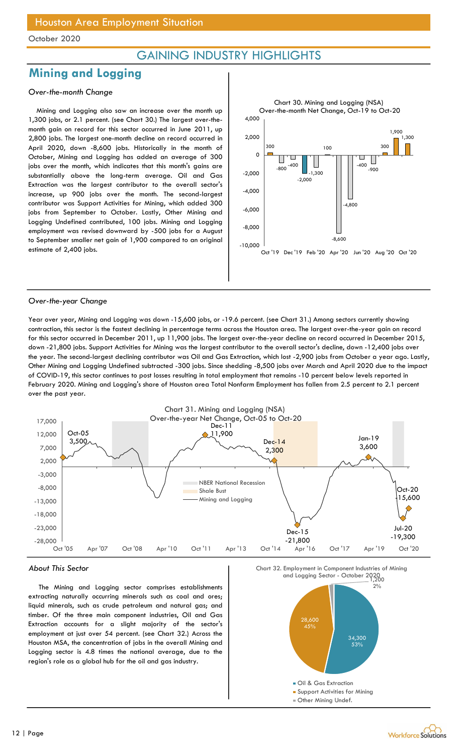Houston Area Employment Situation

October 2020

## GAINING INDUSTRY HIGHLIGHTS

# Mining and Logging

### *Over-the-month Change*

Mining and Logging also saw an increase over the month up 1,300 jobs, or 2.1 percent. (see Chart 30.) The largest over-the-month gain on record for this sector occurred in June 2011, up 2,800 jobs. The largest one-month decline on record occurred in April 2020, down -8,600 jobs. Historically in the month of October, Mining and Logging has added an average of 300 jobs over the month, which indicates that this month's gains are substantially above the long-term average. Oil and Gas Extraction was the largest contributor to the overall sector's increase, up 900 jobs over the month. The second-largest contributor was Support Activities for Mining, which added 300 jobs from September to October. Lastly, Other Mining and Logging Undefined contributed, 100 jobs. Mining and Logging employment was revised downward by -500 jobs for a August to September smaller net gain of 1,900 compared to an original estimate of 2,400 jobs.

Chart 30. Mining and Logging (NSA) Over-the-month Net Change, Oct-19 to Oct-20

| Month | Oct '19 | Nov '19 | Dec '19 | Jan '20 | Feb '20 | Mar '20 | Apr '20 | May '20 | Jun '20 | Jul '20 | Aug '20 | Sep '20 | Oct '20 |
|---|---|---|---|---|---|---|---|---|---|---|---|---|---|
| Net Change | 300 | -800 | -400 | -1,300 | -2,000 | 100 | -8,600 | -4,800 | -400 | -900 | 300 | 1,900 | 1,300 |

### *Over-the-year Change*

Year over year, Mining and Logging was down -15,600 jobs, or -19.6 percent. (see Chart 31.) Among sectors currently showing contraction, this sector is the fastest declining in percentage terms across the Houston area. The largest over-the-year gain on record for this sector occurred in December 2011, up 11,900 jobs. The largest over-the-year decline on record occurred in December 2015, down -21,800 jobs. Support Activities for Mining was the largest contributor to the overall sector's decline, down -12,400 jobs over the year. The second-largest declining contributor was Oil and Gas Extraction, which lost -2,900 jobs from October a year ago. Lastly, Other Mining and Logging Undefined subtracted -300 jobs. Since shedding -8,500 jobs over March and April 2020 due to the impact of COVID-19, this sector continues to post losses resulting in total employment that remains -10 percent below levels reported in February 2020. Mining and Logging's share of Houston area Total Nonfarm Employment has fallen from 2.5 percent to 2.1 percent over the past year.

Chart 31. Mining and Logging (NSA) Over-the-year Net Change, Oct-05 to Oct-20

Labeled points: Oct-05: 3,500; Dec-11: 11,900; Dec-14: 2,300; Dec-15: -21,800; Jan-19: 3,600; Jul-20: -19,300; Oct-20: -15,600

Legend: NBER National Recession; Shale Bust; Mining and Logging

### *About This Sector*

The Mining and Logging sector comprises establishments extracting naturally occurring minerals such as coal and ores; liquid minerals, such as crude petroleum and natural gas; and timber. Of the three main component industries, Oil and Gas Extraction accounts for a slight majority of the sector's employment at just over 54 percent. (see Chart 32.) Across the Houston MSA, the concentration of jobs in the overall Mining and Logging sector is 4.8 times the national average, due to the region's role as a global hub for the oil and gas industry.

Chart 32. Employment in Component Industries of Mining and Logging Sector - October 2020

| Industry | Employment | Share |
|---|---|---|
| Oil & Gas Extraction | 34,300 | 53% |
| Support Activities for Mining | 28,600 | 45% |
| Other Mining Undef. | 1,200 | 2% |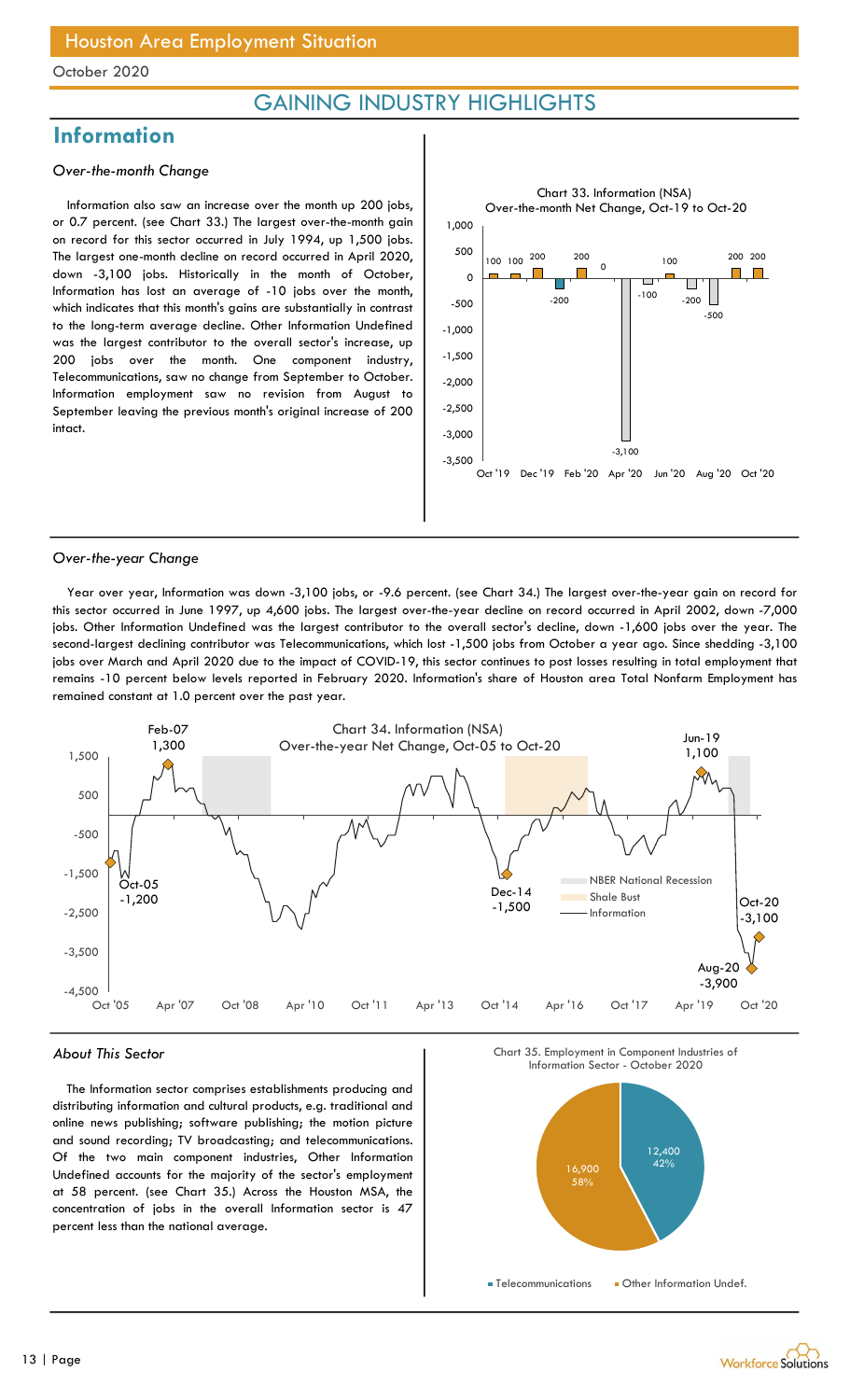## GAINING INDUSTRY HIGHLIGHTS

# Information

### *Over-the-month Change*

Information also saw an increase over the month up 200 jobs, or 0.7 percent. (see Chart 33.) The largest over-the-month gain on record for this sector occurred in July 1994, up 1,500 jobs. The largest one-month decline on record occurred in April 2020, down -3,100 jobs. Historically in the month of October, Information has lost an average of -10 jobs over the month, which indicates that this month's gains are substantially in contrast to the long-term average decline. Other Information Undefined was the largest contributor to the overall sector's increase, up 200 jobs over the month. One component industry, Telecommunications, saw no change from September to October. Information employment saw no revision from August to September leaving the previous month's original increase of 200 intact.

Chart 33. Information (NSA)
Over-the-month Net Change, Oct-19 to Oct-20

### *Over-the-year Change*

Year over year, Information was down -3,100 jobs, or -9.6 percent. (see Chart 34.) The largest over-the-year gain on record for this sector occurred in June 1997, up 4,600 jobs. The largest over-the-year decline on record occurred in April 2002, down -7,000 jobs. Other Information Undefined was the largest contributor to the overall sector's decline, down -1,600 jobs over the year. The second-largest declining contributor was Telecommunications, which lost -1,500 jobs from October a year ago. Since shedding -3,100 jobs over March and April 2020 due to the impact of COVID-19, this sector continues to post losses resulting in total employment that remains -10 percent below levels reported in February 2020. Information's share of Houston area Total Nonfarm Employment has remained constant at 1.0 percent over the past year.

Chart 34. Information (NSA)
Over-the-year Net Change, Oct-05 to Oct-20

### *About This Sector*

The Information sector comprises establishments producing and distributing information and cultural products, e.g. traditional and online news publishing; software publishing; the motion picture and sound recording; TV broadcasting; and telecommunications. Of the two main component industries, Other Information Undefined accounts for the majority of the sector's employment at 58 percent. (see Chart 35.) Across the Houston MSA, the concentration of jobs in the overall Information sector is 47 percent less than the national average.

Chart 35. Employment in Component Industries of Information Sector - October 2020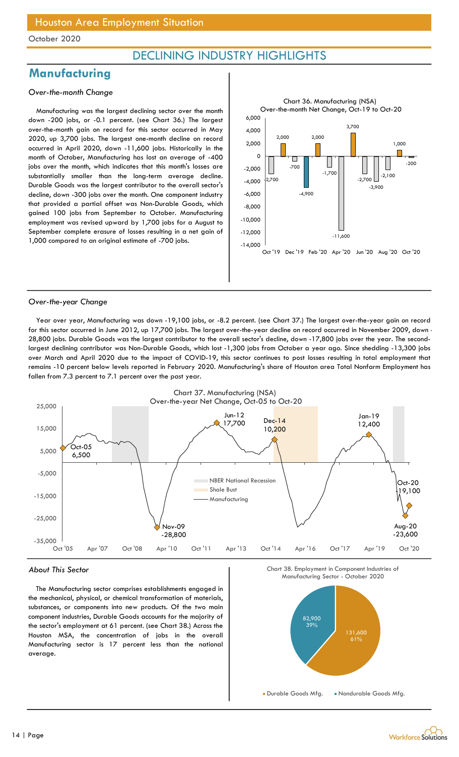# DECLINING INDUSTRY HIGHLIGHTS

## Manufacturing

*Over-the-month Change*

Manufacturing was the largest declining sector over the month down -200 jobs, or -0.1 percent. (see Chart 36.) The largest over-the-month gain on record for this sector occurred in May 2020, up 3,700 jobs. The largest one-month decline on record occurred in April 2020, down -11,600 jobs. Historically in the month of October, Manufacturing has lost an average of -400 jobs over the month, which indicates that this month's losses are substantially smaller than the long-term average decline. Durable Goods was the largest contributor to the overall sector's decline, down -300 jobs over the month. One component industry that provided a partial offset was Non-Durable Goods, which gained 100 jobs from September to October. Manufacturing employment was revised upward by 1,700 jobs for a August to September complete erasure of losses resulting in a net gain of 1,000 compared to an original estimate of -700 jobs.

Chart 36. Manufacturing (NSA) Over-the-month Net Change, Oct-19 to Oct-20

*Over-the-year Change*

Year over year, Manufacturing was down -19,100 jobs, or -8.2 percent. (see Chart 37.) The largest over-the-year gain on record for this sector occurred in June 2012, up 17,700 jobs. The largest over-the-year decline on record occurred in November 2009, down -28,800 jobs. Durable Goods was the largest contributor to the overall sector's decline, down -17,800 jobs over the year. The second-largest declining contributor was Non-Durable Goods, which lost -1,300 jobs from October a year ago. Since shedding -13,300 jobs over March and April 2020 due to the impact of COVID-19, this sector continues to post losses resulting in total employment that remains -10 percent below levels reported in February 2020. Manufacturing's share of Houston area Total Nonfarm Employment has fallen from 7.3 percent to 7.1 percent over the past year.

Chart 37. Manufacturing (NSA) Over-the-year Net Change, Oct-05 to Oct-20

*About This Sector*

The Manufacturing sector comprises establishments engaged in the mechanical, physical, or chemical transformation of materials, substances, or components into new products. Of the two main component industries, Durable Goods accounts for the majority of the sector's employment at 61 percent. (see Chart 38.) Across the Houston MSA, the concentration of jobs in the overall Manufacturing sector is 17 percent less than the national average.

Chart 38. Employment in Component Industries of Manufacturing Sector - October 2020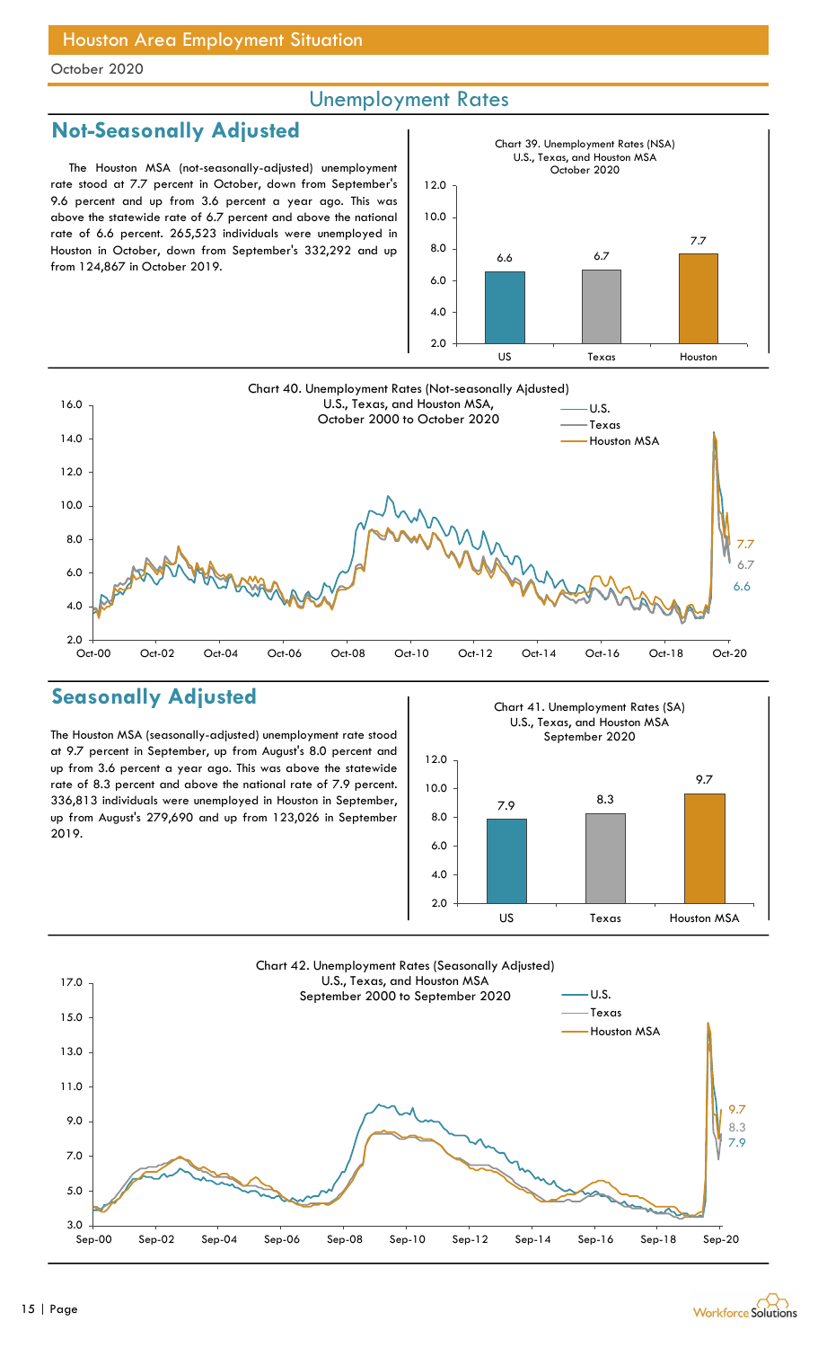Houston Area Employment Situation

October 2020

## Unemployment Rates

## Not-Seasonally Adjusted

The Houston MSA (not-seasonally-adjusted) unemployment rate stood at 7.7 percent in October, down from September's 9.6 percent and up from 3.6 percent a year ago. This was above the statewide rate of 6.7 percent and above the national rate of 6.6 percent. 265,523 individuals were unemployed in Houston in October, down from September's 332,292 and up from 124,867 in October 2019.

Chart 39. Unemployment Rates (NSA) U.S., Texas, and Houston MSA October 2020

| | US | Texas | Houston |
|---|---|---|---|
| Rate | 6.6 | 6.7 | 7.7 |

Chart 40. Unemployment Rates (Not-seasonally Ajdusted) U.S., Texas, and Houston MSA, October 2000 to October 2020

## Seasonally Adjusted

The Houston MSA (seasonally-adjusted) unemployment rate stood at 9.7 percent in September, up from August's 8.0 percent and up from 3.6 percent a year ago. This was above the statewide rate of 8.3 percent and above the national rate of 7.9 percent. 336,813 individuals were unemployed in Houston in September, up from August's 279,690 and up from 123,026 in September 2019.

Chart 41. Unemployment Rates (SA) U.S., Texas, and Houston MSA September 2020

| | US | Texas | Houston MSA |
|---|---|---|---|
| Rate | 7.9 | 8.3 | 9.7 |

Chart 42. Unemployment Rates (Seasonally Adjusted) U.S., Texas, and Houston MSA September 2000 to September 2020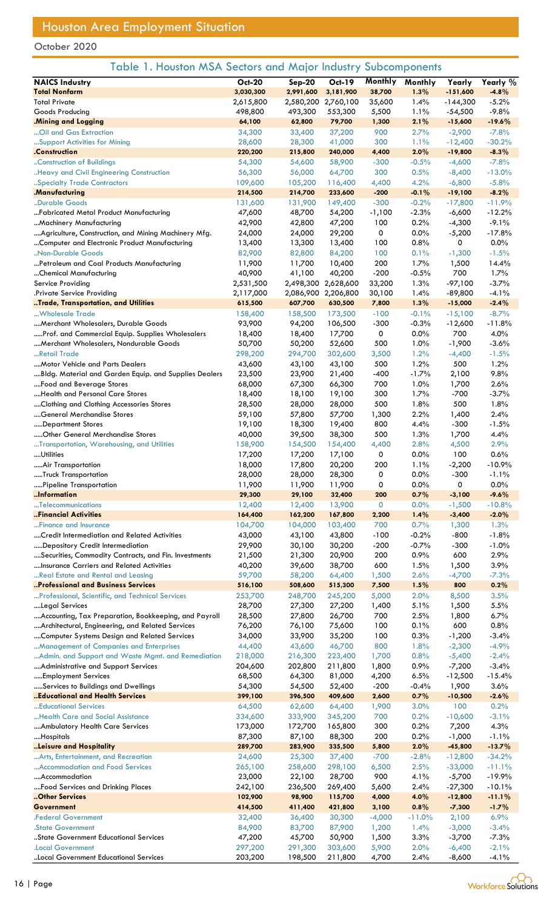## Houston Area Employment Situation

October 2020

### Table 1. Houston MSA Sectors and Major Industry Subcomponents

| NAICS Industry | Oct-20 | Sep-20 | Oct-19 | Monthly | Monthly | Yearly | Yearly % |
|---|---|---|---|---|---|---|---|
| **Total Nonfarm** | **3,030,300** | **2,991,600** | **3,181,900** | **38,700** | **1.3%** | **-151,600** | **-4.8%** |
| Total Private | 2,615,800 | 2,580,200 | 2,760,100 | 35,600 | 1.4% | -144,300 | -5.2% |
| Goods Producing | 498,800 | 493,300 | 553,300 | 5,500 | 1.1% | -54,500 | -9.8% |
| **.Mining and Logging** | **64,100** | **62,800** | **79,700** | **1,300** | **2.1%** | **-15,600** | **-19.6%** |
| ...Oil and Gas Extraction | 34,300 | 33,400 | 37,200 | 900 | 2.7% | -2,900 | -7.8% |
| ...Support Activities for Mining | 28,600 | 28,300 | 41,000 | 300 | 1.1% | -12,400 | -30.2% |
| **.Construction** | **220,200** | **215,800** | **240,000** | **4,400** | **2.0%** | **-19,800** | **-8.3%** |
| ..Construction of Buildings | 54,300 | 54,600 | 58,900 | -300 | -0.5% | -4,600 | -7.8% |
| ..Heavy and Civil Engineering Construction | 56,300 | 56,000 | 64,700 | 300 | 0.5% | -8,400 | -13.0% |
| ..Specialty Trade Contractors | 109,600 | 105,200 | 116,400 | 4,400 | 4.2% | -6,800 | -5.8% |
| **.Manufacturing** | **214,500** | **214,700** | **233,600** | **-200** | **-0.1%** | **-19,100** | **-8.2%** |
| ..Durable Goods | 131,600 | 131,900 | 149,400 | -300 | -0.2% | -17,800 | -11.9% |
| ...Fabricated Metal Product Manufacturing | 47,600 | 48,700 | 54,200 | -1,100 | -2.3% | -6,600 | -12.2% |
| ...Machinery Manufacturing | 42,900 | 42,800 | 47,200 | 100 | 0.2% | -4,300 | -9.1% |
| ....Agriculture, Construction, and Mining Machinery Mfg. | 24,000 | 24,000 | 29,200 | 0 | 0.0% | -5,200 | -17.8% |
| ...Computer and Electronic Product Manufacturing | 13,400 | 13,300 | 13,400 | 100 | 0.8% | 0 | 0.0% |
| ..Non-Durable Goods | 82,900 | 82,800 | 84,200 | 100 | 0.1% | -1,300 | -1.5% |
| ...Petroleum and Coal Products Manufacturing | 11,900 | 11,700 | 10,400 | 200 | 1.7% | 1,500 | 14.4% |
| ...Chemical Manufacturing | 40,900 | 41,100 | 40,200 | -200 | -0.5% | 700 | 1.7% |
| Service Providing | 2,531,500 | 2,498,300 | 2,628,600 | 33,200 | 1.3% | -97,100 | -3.7% |
| .Private Service Providing | 2,117,000 | 2,086,900 | 2,206,800 | 30,100 | 1.4% | -89,800 | -4.1% |
| **..Trade, Transportation, and Utilities** | **615,500** | **607,700** | **630,500** | **7,800** | **1.3%** | **-15,000** | **-2.4%** |
| ...Wholesale Trade | 158,400 | 158,500 | 173,500 | -100 | -0.1% | -15,100 | -8.7% |
| ....Merchant Wholesalers, Durable Goods | 93,900 | 94,200 | 106,500 | -300 | -0.3% | -12,600 | -11.8% |
| .....Prof. and Commercial Equip. Supplies Wholesalers | 18,400 | 18,400 | 17,700 | 0 | 0.0% | 700 | 4.0% |
| ....Merchant Wholesalers, Nondurable Goods | 50,700 | 50,200 | 52,600 | 500 | 1.0% | -1,900 | -3.6% |
| ...Retail Trade | 298,200 | 294,700 | 302,600 | 3,500 | 1.2% | -4,400 | -1.5% |
| ....Motor Vehicle and Parts Dealers | 43,600 | 43,100 | 43,100 | 500 | 1.2% | 500 | 1.2% |
| ....Bldg. Material and Garden Equip. and Supplies Dealers | 23,500 | 23,900 | 21,400 | -400 | -1.7% | 2,100 | 9.8% |
| ....Food and Beverage Stores | 68,000 | 67,300 | 66,300 | 700 | 1.0% | 1,700 | 2.6% |
| ....Health and Personal Care Stores | 18,400 | 18,100 | 19,100 | 300 | 1.7% | -700 | -3.7% |
| ....Clothing and Clothing Accessories Stores | 28,500 | 28,000 | 28,000 | 500 | 1.8% | 500 | 1.8% |
| ....General Merchandise Stores | 59,100 | 57,800 | 57,700 | 1,300 | 2.2% | 1,400 | 2.4% |
| .....Department Stores | 19,100 | 18,300 | 19,400 | 800 | 4.4% | -300 | -1.5% |
| .....Other General Merchandise Stores | 40,000 | 39,500 | 38,300 | 500 | 1.3% | 1,700 | 4.4% |
| ...Transportation, Warehousing, and Utilities | 158,900 | 154,500 | 154,400 | 4,400 | 2.8% | 4,500 | 2.9% |
| ....Utilities | 17,200 | 17,200 | 17,100 | 0 | 0.0% | 100 | 0.6% |
| .....Air Transportation | 18,000 | 17,800 | 20,200 | 200 | 1.1% | -2,200 | -10.9% |
| .....Truck Transportation | 28,000 | 28,000 | 28,300 | 0 | 0.0% | -300 | -1.1% |
| .....Pipeline Transportation | 11,900 | 11,900 | 11,900 | 0 | 0.0% | 0 | 0.0% |
| **..Information** | **29,300** | **29,100** | **32,400** | **200** | **0.7%** | **-3,100** | **-9.6%** |
| ...Telecommunications | 12,400 | 12,400 | 13,900 | 0 | 0.0% | -1,500 | -10.8% |
| **..Financial Activities** | **164,400** | **162,200** | **167,800** | **2,200** | **1.4%** | **-3,400** | **-2.0%** |
| ...Finance and Insurance | 104,700 | 104,000 | 103,400 | 700 | 0.7% | 1,300 | 1.3% |
| ....Credit Intermediation and Related Activities | 43,000 | 43,100 | 43,800 | -100 | -0.2% | -800 | -1.8% |
| .....Depository Credit Intermediation | 29,900 | 30,100 | 30,200 | -200 | -0.7% | -300 | -1.0% |
| ....Securities, Commodity Contracts, and Fin. Investments | 21,500 | 21,300 | 20,900 | 200 | 0.9% | 600 | 2.9% |
| ....Insurance Carriers and Related Activities | 40,200 | 39,600 | 38,700 | 600 | 1.5% | 1,500 | 3.9% |
| ...Real Estate and Rental and Leasing | 59,700 | 58,200 | 64,400 | 1,500 | 2.6% | -4,700 | -7.3% |
| **..Professional and Business Services** | **516,100** | **508,600** | **515,300** | **7,500** | **1.5%** | **800** | **0.2%** |
| ...Professional, Scientific, and Technical Services | 253,700 | 248,700 | 245,200 | 5,000 | 2.0% | 8,500 | 3.5% |
| ....Legal Services | 28,700 | 27,300 | 27,200 | 1,400 | 5.1% | 1,500 | 5.5% |
| ....Accounting, Tax Preparation, Bookkeeping, and Payroll | 28,500 | 27,800 | 26,700 | 700 | 2.5% | 1,800 | 6.7% |
| ....Architectural, Engineering, and Related Services | 76,200 | 76,100 | 75,600 | 100 | 0.1% | 600 | 0.8% |
| ....Computer Systems Design and Related Services | 34,000 | 33,900 | 35,200 | 100 | 0.3% | -1,200 | -3.4% |
| ...Management of Companies and Enterprises | 44,400 | 43,600 | 46,700 | 800 | 1.8% | -2,300 | -4.9% |
| ...Admin. and Support and Waste Mgmt. and Remediation | 218,000 | 216,300 | 223,400 | 1,700 | 0.8% | -5,400 | -2.4% |
| ....Administrative and Support Services | 204,600 | 202,800 | 211,800 | 1,800 | 0.9% | -7,200 | -3.4% |
| .....Employment Services | 68,500 | 64,300 | 81,000 | 4,200 | 6.5% | -12,500 | -15.4% |
| .....Services to Buildings and Dwellings | 54,300 | 54,500 | 52,400 | -200 | -0.4% | 1,900 | 3.6% |
| **..Educational and Health Services** | **399,100** | **396,500** | **409,600** | **2,600** | **0.7%** | **-10,500** | **-2.6%** |
| ...Educational Services | 64,500 | 62,600 | 64,400 | 1,900 | 3.0% | 100 | 0.2% |
| ...Health Care and Social Assistance | 334,600 | 333,900 | 345,200 | 700 | 0.2% | -10,600 | -3.1% |
| ....Ambulatory Health Care Services | 173,000 | 172,700 | 165,800 | 300 | 0.2% | 7,200 | 4.3% |
| ....Hospitals | 87,300 | 87,100 | 88,300 | 200 | 0.2% | -1,000 | -1.1% |
| **..Leisure and Hospitality** | **289,700** | **283,900** | **335,500** | **5,800** | **2.0%** | **-45,800** | **-13.7%** |
| ...Arts, Entertainment, and Recreation | 24,600 | 25,300 | 37,400 | -700 | -2.8% | -12,800 | -34.2% |
| ...Accommodation and Food Services | 265,100 | 258,600 | 298,100 | 6,500 | 2.5% | -33,000 | -11.1% |
| ....Accommodation | 23,000 | 22,100 | 28,700 | 900 | 4.1% | -5,700 | -19.9% |
| ....Food Services and Drinking Places | 242,100 | 236,500 | 269,400 | 5,600 | 2.4% | -27,300 | -10.1% |
| **..Other Services** | **102,900** | **98,900** | **115,700** | **4,000** | **4.0%** | **-12,800** | **-11.1%** |
| **Government** | **414,500** | **411,400** | **421,800** | **3,100** | **0.8%** | **-7,300** | **-1.7%** |
| .Federal Government | 32,400 | 36,400 | 30,300 | -4,000 | -11.0% | 2,100 | 6.9% |
| .State Government | 84,900 | 83,700 | 87,900 | 1,200 | 1.4% | -3,000 | -3.4% |
| ..State Government Educational Services | 47,200 | 45,700 | 50,900 | 1,500 | 3.3% | -3,700 | -7.3% |
| .Local Government | 297,200 | 291,300 | 303,600 | 5,900 | 2.0% | -6,400 | -2.1% |
| ..Local Government Educational Services | 203,200 | 198,500 | 211,800 | 4,700 | 2.4% | -8,600 | -4.1% |

Workforce Solutions